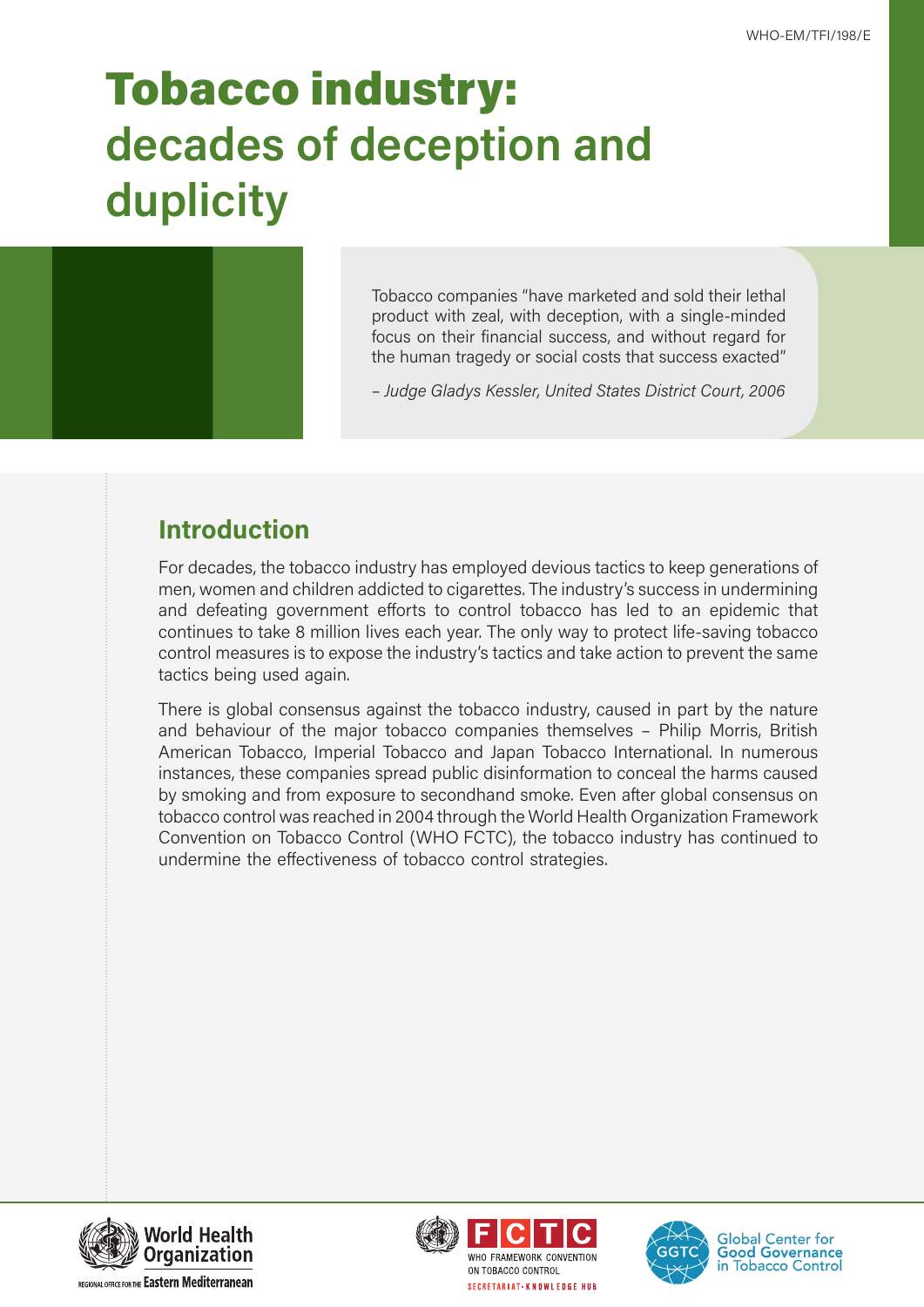WHO-EM/TFI/198/E

# Tobacco industry: decades of deception and duplicity

> Tobacco companies "have marketed and sold their lethal product with zeal, with deception, with a single-minded focus on their financial success, and without regard for the human tragedy or social costs that success exacted"
>
> *– Judge Gladys Kessler, United States District Court, 2006*

## Introduction

For decades, the tobacco industry has employed devious tactics to keep generations of men, women and children addicted to cigarettes. The industry's success in undermining and defeating government efforts to control tobacco has led to an epidemic that continues to take 8 million lives each year. The only way to protect life-saving tobacco control measures is to expose the industry's tactics and take action to prevent the same tactics being used again.

There is global consensus against the tobacco industry, caused in part by the nature and behaviour of the major tobacco companies themselves – Philip Morris, British American Tobacco, Imperial Tobacco and Japan Tobacco International. In numerous instances, these companies spread public disinformation to conceal the harms caused by smoking and from exposure to secondhand smoke. Even after global consensus on tobacco control was reached in 2004 through the World Health Organization Framework Convention on Tobacco Control (WHO FCTC), the tobacco industry has continued to undermine the effectiveness of tobacco control strategies.

World Health Organization – Regional Office for the Eastern Mediterranean

WHO Framework Convention on Tobacco Control – Secretariat · Knowledge Hub

Global Center for Good Governance in Tobacco Control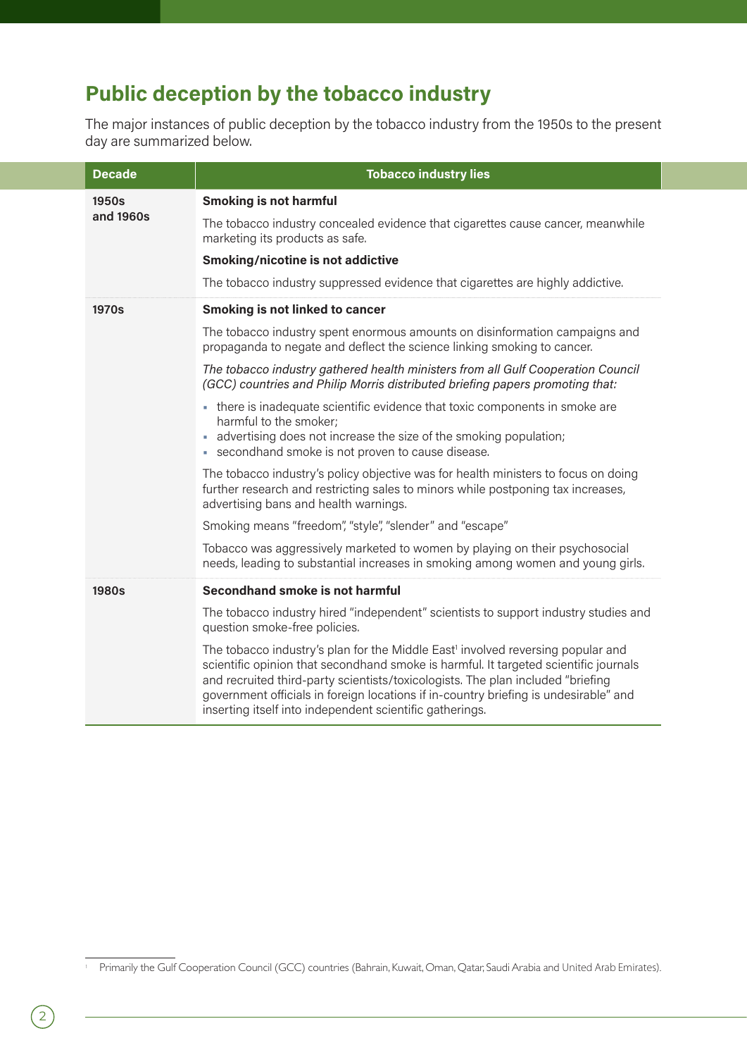## Public deception by the tobacco industry

The major instances of public deception by the tobacco industry from the 1950s to the present day are summarized below.

| Decade | Tobacco industry lies |
|---|---|
| 1950s and 1960s | **Smoking is not harmful**<br>The tobacco industry concealed evidence that cigarettes cause cancer, meanwhile marketing its products as safe.<br>**Smoking/nicotine is not addictive**<br>The tobacco industry suppressed evidence that cigarettes are highly addictive. |
| 1970s | **Smoking is not linked to cancer**<br>The tobacco industry spent enormous amounts on disinformation campaigns and propaganda to negate and deflect the science linking smoking to cancer.<br>*The tobacco industry gathered health ministers from all Gulf Cooperation Council (GCC) countries and Philip Morris distributed briefing papers promoting that:*<br>▪ there is inadequate scientific evidence that toxic components in smoke are harmful to the smoker;<br>▪ advertising does not increase the size of the smoking population;<br>▪ secondhand smoke is not proven to cause disease.<br>The tobacco industry's policy objective was for health ministers to focus on doing further research and restricting sales to minors while postponing tax increases, advertising bans and health warnings.<br>Smoking means "freedom", "style", "slender" and "escape"<br>Tobacco was aggressively marketed to women by playing on their psychosocial needs, leading to substantial increases in smoking among women and young girls. |
| 1980s | **Secondhand smoke is not harmful**<br>The tobacco industry hired "independent" scientists to support industry studies and question smoke-free policies.<br>The tobacco industry's plan for the Middle East[1] involved reversing popular and scientific opinion that secondhand smoke is harmful. It targeted scientific journals and recruited third-party scientists/toxicologists. The plan included "briefing government officials in foreign locations if in-country briefing is undesirable" and inserting itself into independent scientific gatherings. |

[1] Primarily the Gulf Cooperation Council (GCC) countries (Bahrain, Kuwait, Oman, Qatar, Saudi Arabia and United Arab Emirates).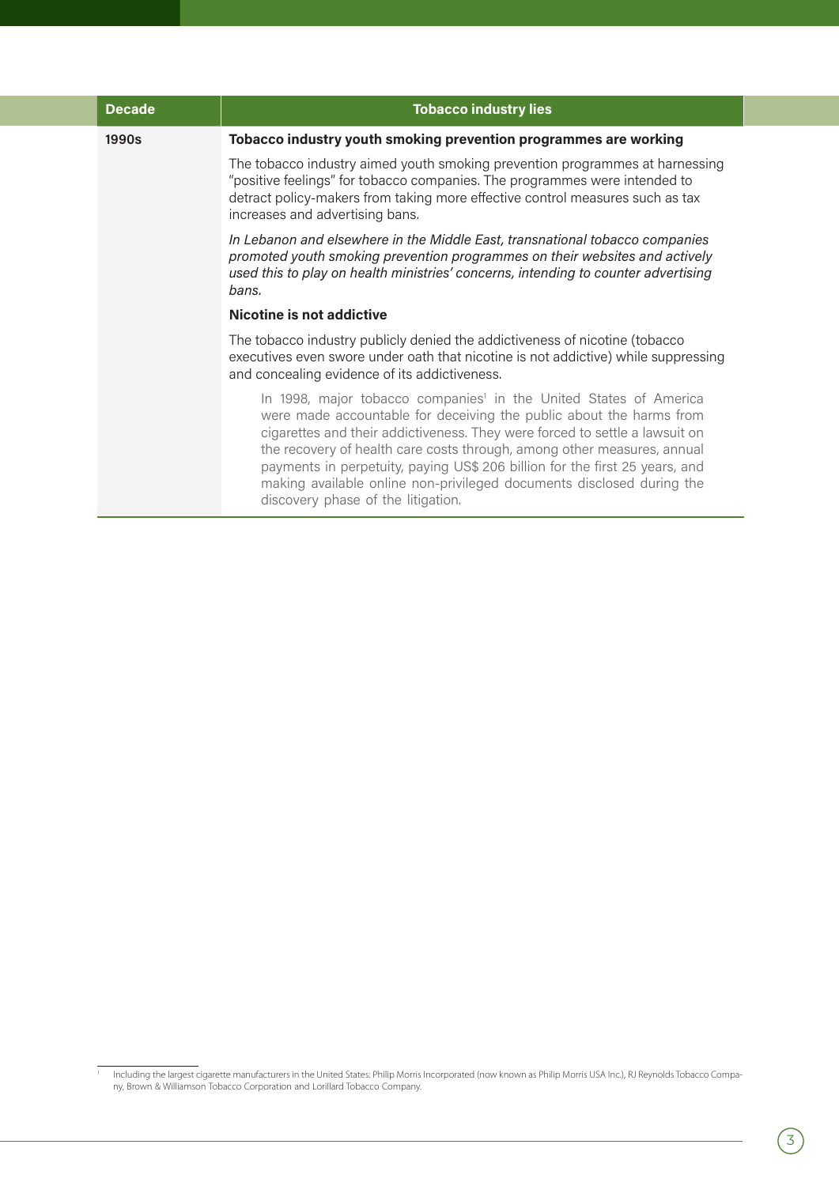| Decade | Tobacco industry lies |
|---|---|
| 1990s | **Tobacco industry youth smoking prevention programmes are working**<br><br>The tobacco industry aimed youth smoking prevention programmes at harnessing "positive feelings" for tobacco companies. The programmes were intended to detract policy-makers from taking more effective control measures such as tax increases and advertising bans.<br><br>*In Lebanon and elsewhere in the Middle East, transnational tobacco companies promoted youth smoking prevention programmes on their websites and actively used this to play on health ministries' concerns, intending to counter advertising bans.*<br><br>**Nicotine is not addictive**<br><br>The tobacco industry publicly denied the addictiveness of nicotine (tobacco executives even swore under oath that nicotine is not addictive) while suppressing and concealing evidence of its addictiveness.<br><br>In 1998, major tobacco companies[1] in the United States of America were made accountable for deceiving the public about the harms from cigarettes and their addictiveness. They were forced to settle a lawsuit on the recovery of health care costs through, among other measures, annual payments in perpetuity, paying US$ 206 billion for the first 25 years, and making available online non-privileged documents disclosed during the discovery phase of the litigation. |

[1] Including the largest cigarette manufacturers in the United States: Philip Morris Incorporated (now known as Philip Morris USA Inc.), RJ Reynolds Tobacco Company, Brown & Williamson Tobacco Corporation and Lorillard Tobacco Company.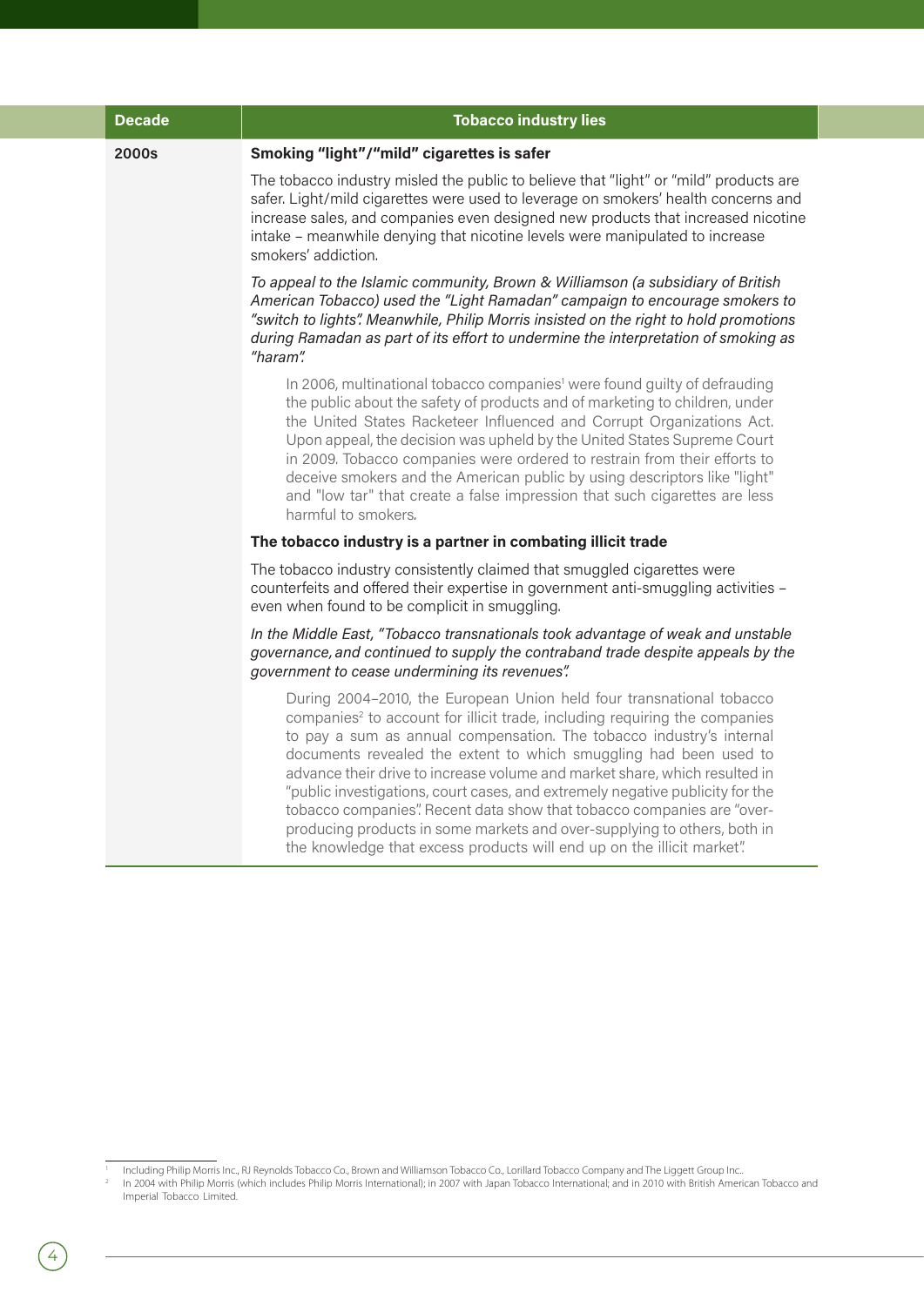| Decade | Tobacco industry lies |
|---|---|
| 2000s | **Smoking "light"/"mild" cigarettes is safer**<br><br>The tobacco industry misled the public to believe that "light" or "mild" products are safer. Light/mild cigarettes were used to leverage on smokers' health concerns and increase sales, and companies even designed new products that increased nicotine intake – meanwhile denying that nicotine levels were manipulated to increase smokers' addiction.<br><br>*To appeal to the Islamic community, Brown & Williamson (a subsidiary of British American Tobacco) used the "Light Ramadan" campaign to encourage smokers to "switch to lights". Meanwhile, Philip Morris insisted on the right to hold promotions during Ramadan as part of its effort to undermine the interpretation of smoking as "haram".*<br><br>In 2006, multinational tobacco companies[1] were found guilty of defrauding the public about the safety of products and of marketing to children, under the United States Racketeer Influenced and Corrupt Organizations Act. Upon appeal, the decision was upheld by the United States Supreme Court in 2009. Tobacco companies were ordered to restrain from their efforts to deceive smokers and the American public by using descriptors like "light" and "low tar" that create a false impression that such cigarettes are less harmful to smokers.<br><br>**The tobacco industry is a partner in combating illicit trade**<br><br>The tobacco industry consistently claimed that smuggled cigarettes were counterfeits and offered their expertise in government anti-smuggling activities – even when found to be complicit in smuggling.<br><br>*In the Middle East, "Tobacco transnationals took advantage of weak and unstable governance, and continued to supply the contraband trade despite appeals by the government to cease undermining its revenues".*<br><br>During 2004–2010, the European Union held four transnational tobacco companies[2] to account for illicit trade, including requiring the companies to pay a sum as annual compensation. The tobacco industry's internal documents revealed the extent to which smuggling had been used to advance their drive to increase volume and market share, which resulted in "public investigations, court cases, and extremely negative publicity for the tobacco companies". Recent data show that tobacco companies are "over-producing products in some markets and over-supplying to others, both in the knowledge that excess products will end up on the illicit market". |

[1] Including Philip Morris Inc., RJ Reynolds Tobacco Co., Brown and Williamson Tobacco Co., Lorillard Tobacco Company and The Liggett Group Inc..

[2] In 2004 with Philip Morris (which includes Philip Morris International); in 2007 with Japan Tobacco International; and in 2010 with British American Tobacco and Imperial Tobacco Limited.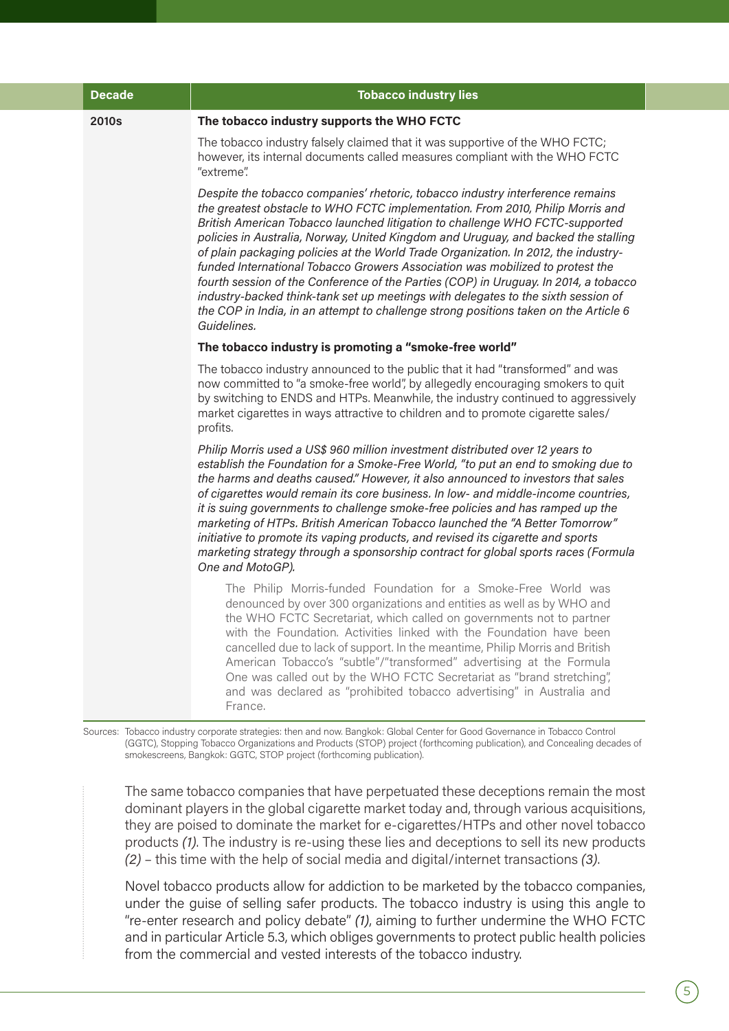| Decade | Tobacco industry lies |
|---|---|
| **2010s** | **The tobacco industry supports the WHO FCTC**<br><br>The tobacco industry falsely claimed that it was supportive of the WHO FCTC; however, its internal documents called measures compliant with the WHO FCTC "extreme".<br><br>*Despite the tobacco companies' rhetoric, tobacco industry interference remains the greatest obstacle to WHO FCTC implementation. From 2010, Philip Morris and British American Tobacco launched litigation to challenge WHO FCTC-supported policies in Australia, Norway, United Kingdom and Uruguay, and backed the stalling of plain packaging policies at the World Trade Organization. In 2012, the industry-funded International Tobacco Growers Association was mobilized to protest the fourth session of the Conference of the Parties (COP) in Uruguay. In 2014, a tobacco industry-backed think-tank set up meetings with delegates to the sixth session of the COP in India, in an attempt to challenge strong positions taken on the Article 6 Guidelines.*<br><br>**The tobacco industry is promoting a "smoke-free world"**<br><br>The tobacco industry announced to the public that it had "transformed" and was now committed to "a smoke-free world", by allegedly encouraging smokers to quit by switching to ENDS and HTPs. Meanwhile, the industry continued to aggressively market cigarettes in ways attractive to children and to promote cigarette sales/profits.<br><br>*Philip Morris used a US$ 960 million investment distributed over 12 years to establish the Foundation for a Smoke-Free World, "to put an end to smoking due to the harms and deaths caused." However, it also announced to investors that sales of cigarettes would remain its core business. In low- and middle-income countries, it is suing governments to challenge smoke-free policies and has ramped up the marketing of HTPs. British American Tobacco launched the "A Better Tomorrow" initiative to promote its vaping products, and revised its cigarette and sports marketing strategy through a sponsorship contract for global sports races (Formula One and MotoGP).*<br><br>The Philip Morris-funded Foundation for a Smoke-Free World was denounced by over 300 organizations and entities as well as by WHO and the WHO FCTC Secretariat, which called on governments not to partner with the Foundation. Activities linked with the Foundation have been cancelled due to lack of support. In the meantime, Philip Morris and British American Tobacco's "subtle"/"transformed" advertising at the Formula One was called out by the WHO FCTC Secretariat as "brand stretching", and was declared as "prohibited tobacco advertising" in Australia and France. |

Sources: Tobacco industry corporate strategies: then and now. Bangkok: Global Center for Good Governance in Tobacco Control (GGTC), Stopping Tobacco Organizations and Products (STOP) project (forthcoming publication), and Concealing decades of smokescreens, Bangkok: GGTC, STOP project (forthcoming publication).

The same tobacco companies that have perpetuated these deceptions remain the most dominant players in the global cigarette market today and, through various acquisitions, they are poised to dominate the market for e-cigarettes/HTPs and other novel tobacco products *(1)*. The industry is re-using these lies and deceptions to sell its new products *(2)* – this time with the help of social media and digital/internet transactions *(3)*.

Novel tobacco products allow for addiction to be marketed by the tobacco companies, under the guise of selling safer products. The tobacco industry is using this angle to "re-enter research and policy debate" *(1)*, aiming to further undermine the WHO FCTC and in particular Article 5.3, which obliges governments to protect public health policies from the commercial and vested interests of the tobacco industry.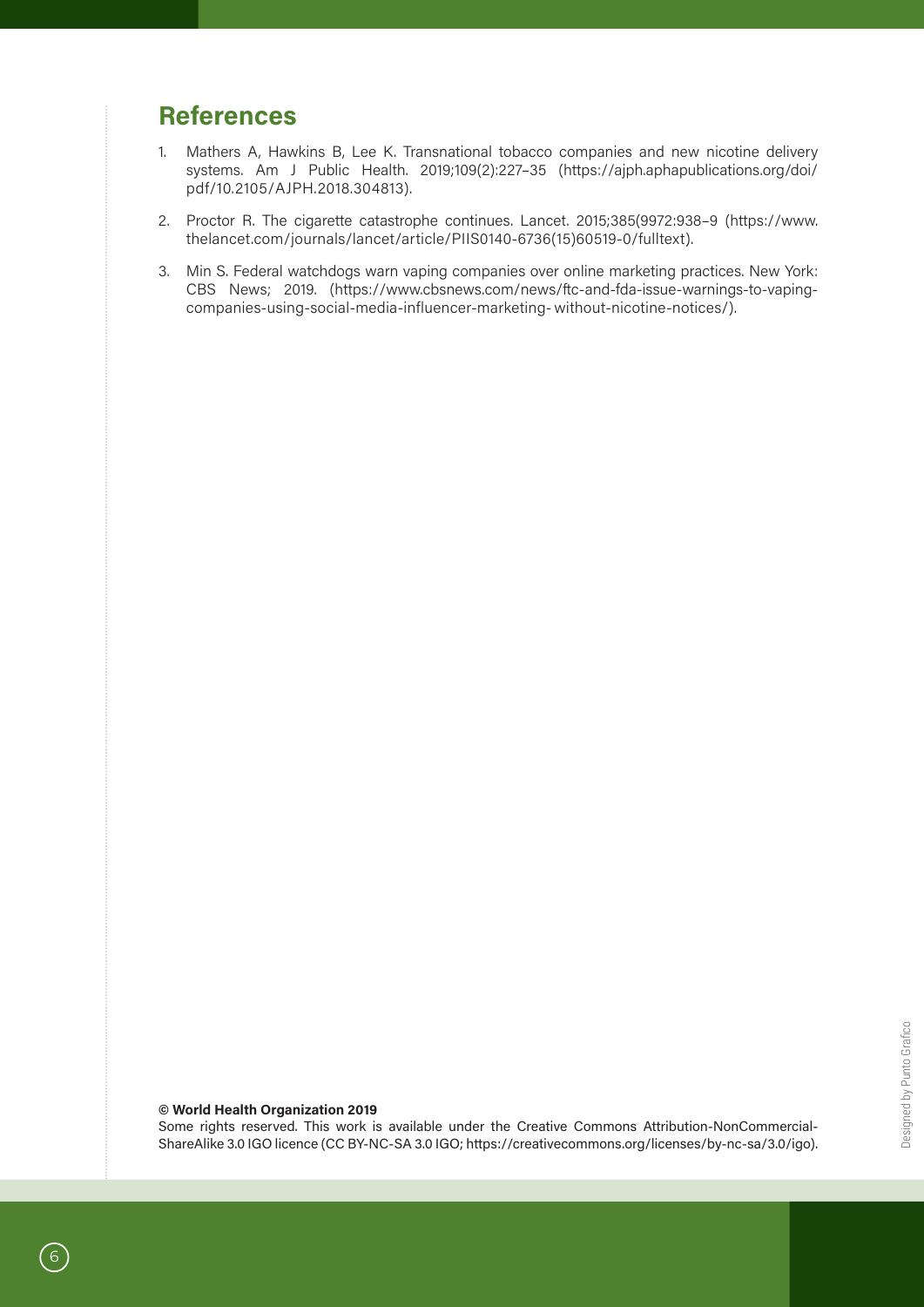## References

1. Mathers A, Hawkins B, Lee K. Transnational tobacco companies and new nicotine delivery systems. Am J Public Health. 2019;109(2):227–35 (https://ajph.aphapublications.org/doi/pdf/10.2105/AJPH.2018.304813).
2. Proctor R. The cigarette catastrophe continues. Lancet. 2015;385(9972:938–9 (https://www.thelancet.com/journals/lancet/article/PIIS0140-6736(15)60519-0/fulltext).
3. Min S. Federal watchdogs warn vaping companies over online marketing practices. New York: CBS News; 2019. (https://www.cbsnews.com/news/ftc-and-fda-issue-warnings-to-vaping-companies-using-social-media-influencer-marketing- without-nicotine-notices/).

**© World Health Organization 2019**

Some rights reserved. This work is available under the Creative Commons Attribution-NonCommercial-ShareAlike 3.0 IGO licence (CC BY-NC-SA 3.0 IGO; https://creativecommons.org/licenses/by-nc-sa/3.0/igo).

Designed by Punto Grafico